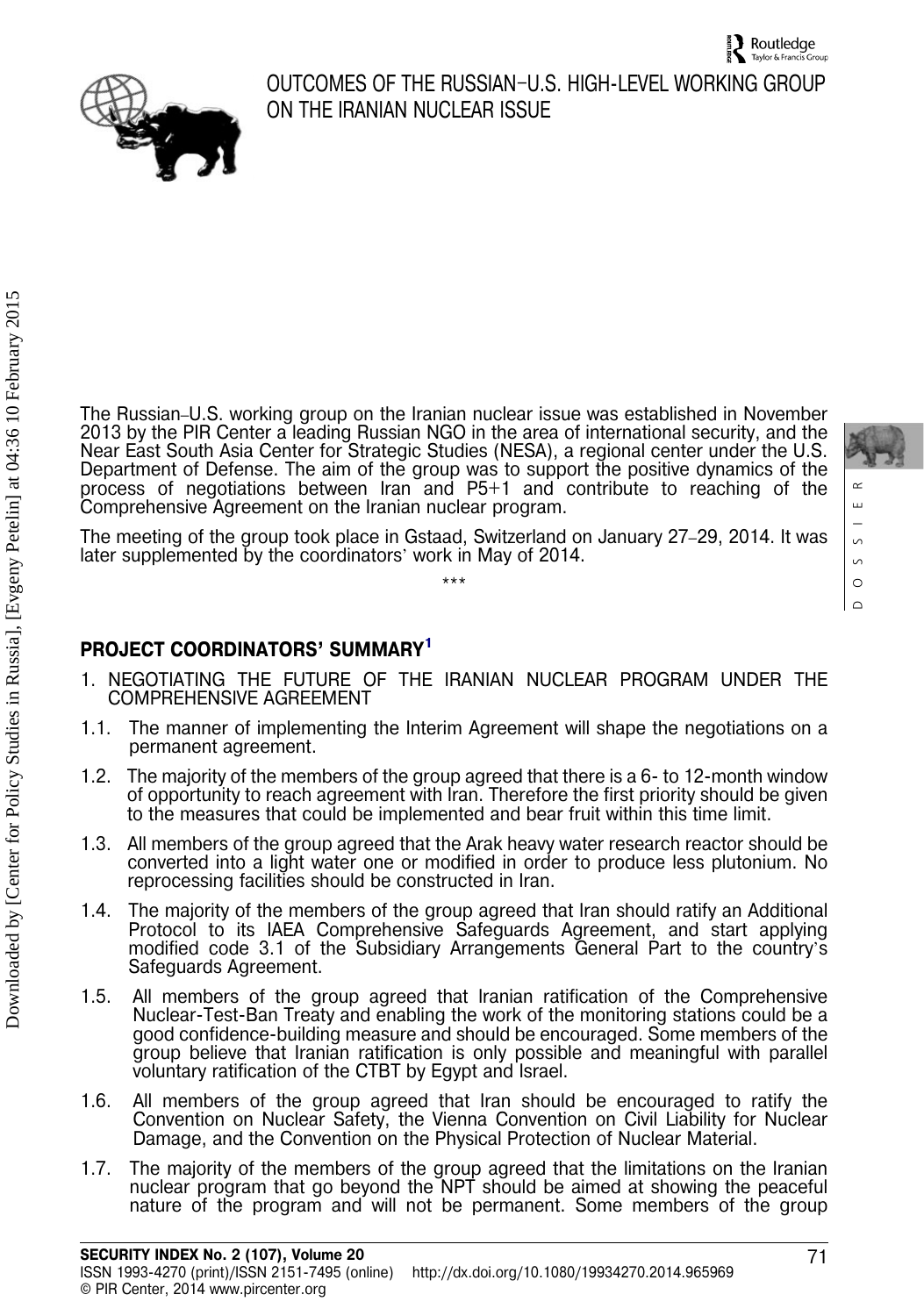#### OUTCOMES OF THE RUSSIAN–U.S. HIGH-LEVEL WORKING GROUP ON THE IRANIAN NUCLEAR ISSUE

The Russian–U.S. working group on the Iranian nuclear issue was established in November 2013 by the PIR Center a leading Russian NGO in the area of international security, and the Near East South Asia Center for Strategic Studies (NESA), a regional center under the U.S. Department of Defense. The aim of the group was to support the positive dynamics of the process of negotiations between Iran and P5+1 and contribute to reaching of the Comprehensive Agreement on the Iranian nuclear program.

The meeting of the group took place in Gstaad, Switzerland on January 27–29, 2014. It was later supplemented by the coordinators' work in May of 2014.

\*\*\*

## PROJECT COORDINATORS' SUMMARY[1]

1. NEGOTIATING THE FUTURE OF THE IRANIAN NUCLEAR PROGRAM UNDER THE COMPREHENSIVE AGREEMENT

1.1. The manner of implementing the Interim Agreement will shape the negotiations on a permanent agreement.

1.2. The majority of the members of the group agreed that there is a 6- to 12-month window of opportunity to reach agreement with Iran. Therefore the first priority should be given to the measures that could be implemented and bear fruit within this time limit.

1.3. All members of the group agreed that the Arak heavy water research reactor should be converted into a light water one or modified in order to produce less plutonium. No reprocessing facilities should be constructed in Iran.

1.4. The majority of the members of the group agreed that Iran should ratify an Additional Protocol to its IAEA Comprehensive Safeguards Agreement, and start applying modified code 3.1 of the Subsidiary Arrangements General Part to the country's Safeguards Agreement.

1.5. All members of the group agreed that Iranian ratification of the Comprehensive Nuclear-Test-Ban Treaty and enabling the work of the monitoring stations could be a good confidence-building measure and should be encouraged. Some members of the group believe that Iranian ratification is only possible and meaningful with parallel voluntary ratification of the CTBT by Egypt and Israel.

1.6. All members of the group agreed that Iran should be encouraged to ratify the Convention on Nuclear Safety, the Vienna Convention on Civil Liability for Nuclear Damage, and the Convention on the Physical Protection of Nuclear Material.

1.7. The majority of the members of the group agreed that the limitations on the Iranian nuclear program that go beyond the NPT should be aimed at showing the peaceful nature of the program and will not be permanent. Some members of the group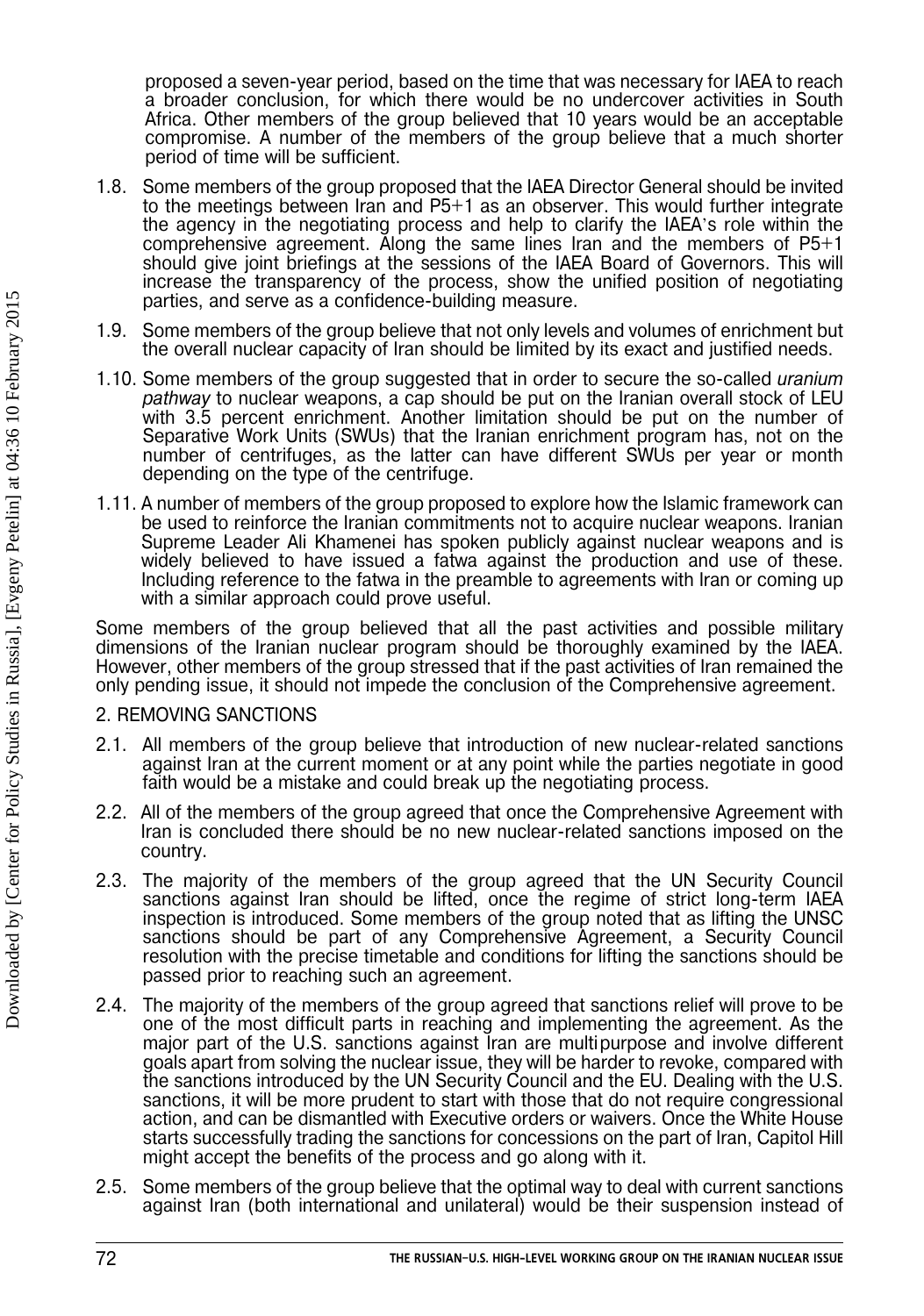proposed a seven-year period, based on the time that was necessary for IAEA to reach a broader conclusion, for which there would be no undercover activities in South Africa. Other members of the group believed that 10 years would be an acceptable compromise. A number of the members of the group believe that a much shorter period of time will be sufficient.

1.8. Some members of the group proposed that the IAEA Director General should be invited to the meetings between Iran and P5+1 as an observer. This would further integrate the agency in the negotiating process and help to clarify the IAEA's role within the comprehensive agreement. Along the same lines Iran and the members of P5+1 should give joint briefings at the sessions of the IAEA Board of Governors. This will increase the transparency of the process, show the unified position of negotiating parties, and serve as a confidence-building measure.

1.9. Some members of the group believe that not only levels and volumes of enrichment but the overall nuclear capacity of Iran should be limited by its exact and justified needs.

1.10. Some members of the group suggested that in order to secure the so-called *uranium pathway* to nuclear weapons, a cap should be put on the Iranian overall stock of LEU with 3.5 percent enrichment. Another limitation should be put on the number of Separative Work Units (SWUs) that the Iranian enrichment program has, not on the number of centrifuges, as the latter can have different SWUs per year or month depending on the type of the centrifuge.

1.11. A number of members of the group proposed to explore how the Islamic framework can be used to reinforce the Iranian commitments not to acquire nuclear weapons. Iranian Supreme Leader Ali Khamenei has spoken publicly against nuclear weapons and is widely believed to have issued a fatwa against the production and use of these. Including reference to the fatwa in the preamble to agreements with Iran or coming up with a similar approach could prove useful.

Some members of the group believed that all the past activities and possible military dimensions of the Iranian nuclear program should be thoroughly examined by the IAEA. However, other members of the group stressed that if the past activities of Iran remained the only pending issue, it should not impede the conclusion of the Comprehensive agreement.

## 2. REMOVING SANCTIONS

2.1. All members of the group believe that introduction of new nuclear-related sanctions against Iran at the current moment or at any point while the parties negotiate in good faith would be a mistake and could break up the negotiating process.

2.2. All of the members of the group agreed that once the Comprehensive Agreement with Iran is concluded there should be no new nuclear-related sanctions imposed on the country.

2.3. The majority of the members of the group agreed that the UN Security Council sanctions against Iran should be lifted, once the regime of strict long-term IAEA inspection is introduced. Some members of the group noted that as lifting the UNSC sanctions should be part of any Comprehensive Agreement, a Security Council resolution with the precise timetable and conditions for lifting the sanctions should be passed prior to reaching such an agreement.

2.4. The majority of the members of the group agreed that sanctions relief will prove to be one of the most difficult parts in reaching and implementing the agreement. As the major part of the U.S. sanctions against Iran are multipurpose and involve different goals apart from solving the nuclear issue, they will be harder to revoke, compared with the sanctions introduced by the UN Security Council and the EU. Dealing with the U.S. sanctions, it will be more prudent to start with those that do not require congressional action, and can be dismantled with Executive orders or waivers. Once the White House starts successfully trading the sanctions for concessions on the part of Iran, Capitol Hill might accept the benefits of the process and go along with it.

2.5. Some members of the group believe that the optimal way to deal with current sanctions against Iran (both international and unilateral) would be their suspension instead of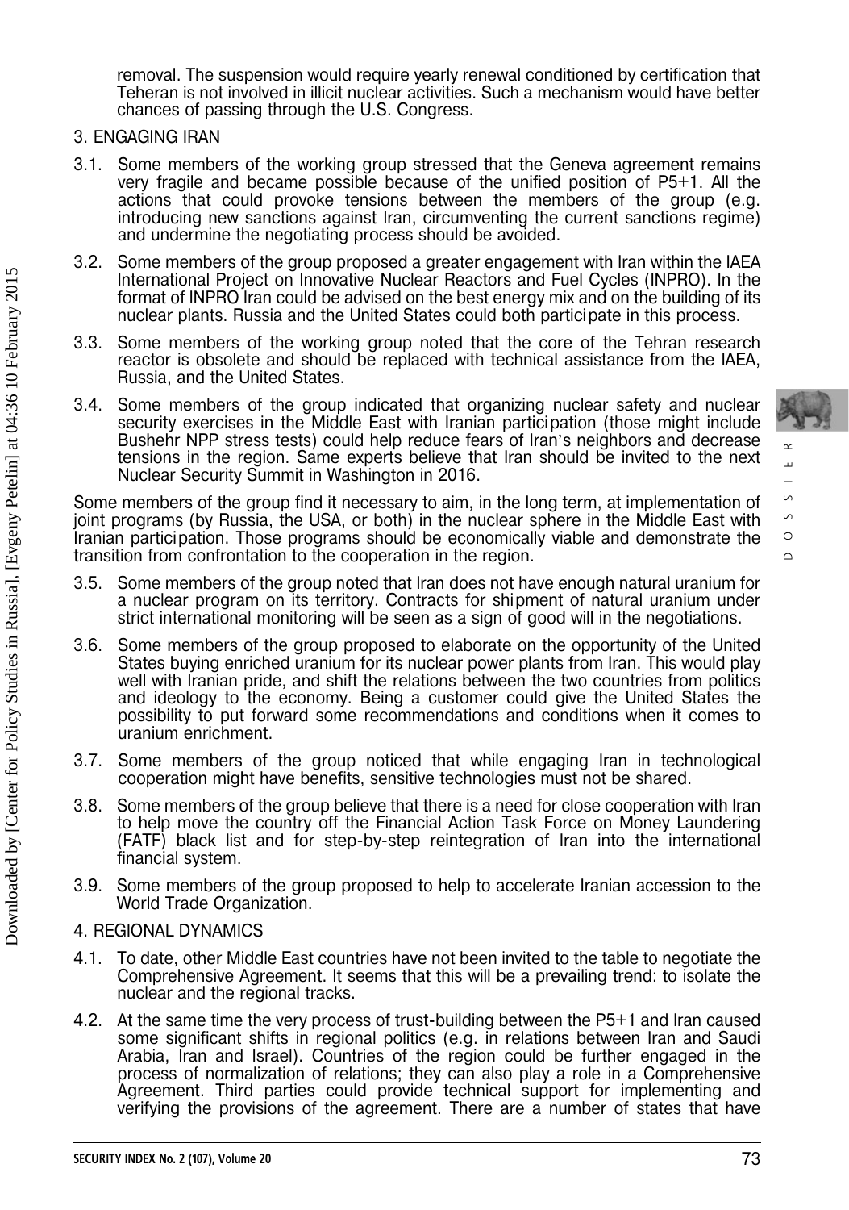removal. The suspension would require yearly renewal conditioned by certification that Teheran is not involved in illicit nuclear activities. Such a mechanism would have better chances of passing through the U.S. Congress.

## 3. ENGAGING IRAN

3.1. Some members of the working group stressed that the Geneva agreement remains very fragile and became possible because of the unified position of P5+1. All the actions that could provoke tensions between the members of the group (e.g. introducing new sanctions against Iran, circumventing the current sanctions regime) and undermine the negotiating process should be avoided.

3.2. Some members of the group proposed a greater engagement with Iran within the IAEA International Project on Innovative Nuclear Reactors and Fuel Cycles (INPRO). In the format of INPRO Iran could be advised on the best energy mix and on the building of its nuclear plants. Russia and the United States could both participate in this process.

3.3. Some members of the working group noted that the core of the Tehran research reactor is obsolete and should be replaced with technical assistance from the IAEA, Russia, and the United States.

3.4. Some members of the group indicated that organizing nuclear safety and nuclear security exercises in the Middle East with Iranian participation (those might include Bushehr NPP stress tests) could help reduce fears of Iran's neighbors and decrease tensions in the region. Same experts believe that Iran should be invited to the next Nuclear Security Summit in Washington in 2016.

Some members of the group find it necessary to aim, in the long term, at implementation of joint programs (by Russia, the USA, or both) in the nuclear sphere in the Middle East with Iranian participation. Those programs should be economically viable and demonstrate the transition from confrontation to the cooperation in the region.

3.5. Some members of the group noted that Iran does not have enough natural uranium for a nuclear program on its territory. Contracts for shipment of natural uranium under strict international monitoring will be seen as a sign of good will in the negotiations.

3.6. Some members of the group proposed to elaborate on the opportunity of the United States buying enriched uranium for its nuclear power plants from Iran. This would play well with Iranian pride, and shift the relations between the two countries from politics and ideology to the economy. Being a customer could give the United States the possibility to put forward some recommendations and conditions when it comes to uranium enrichment.

3.7. Some members of the group noticed that while engaging Iran in technological cooperation might have benefits, sensitive technologies must not be shared.

3.8. Some members of the group believe that there is a need for close cooperation with Iran to help move the country off the Financial Action Task Force on Money Laundering (FATF) black list and for step-by-step reintegration of Iran into the international financial system.

3.9. Some members of the group proposed to help to accelerate Iranian accession to the World Trade Organization.

## 4. REGIONAL DYNAMICS

4.1. To date, other Middle East countries have not been invited to the table to negotiate the Comprehensive Agreement. It seems that this will be a prevailing trend: to isolate the nuclear and the regional tracks.

4.2. At the same time the very process of trust-building between the P5+1 and Iran caused some significant shifts in regional politics (e.g. in relations between Iran and Saudi Arabia, Iran and Israel). Countries of the region could be further engaged in the process of normalization of relations; they can also play a role in a Comprehensive Agreement. Third parties could provide technical support for implementing and verifying the provisions of the agreement. There are a number of states that have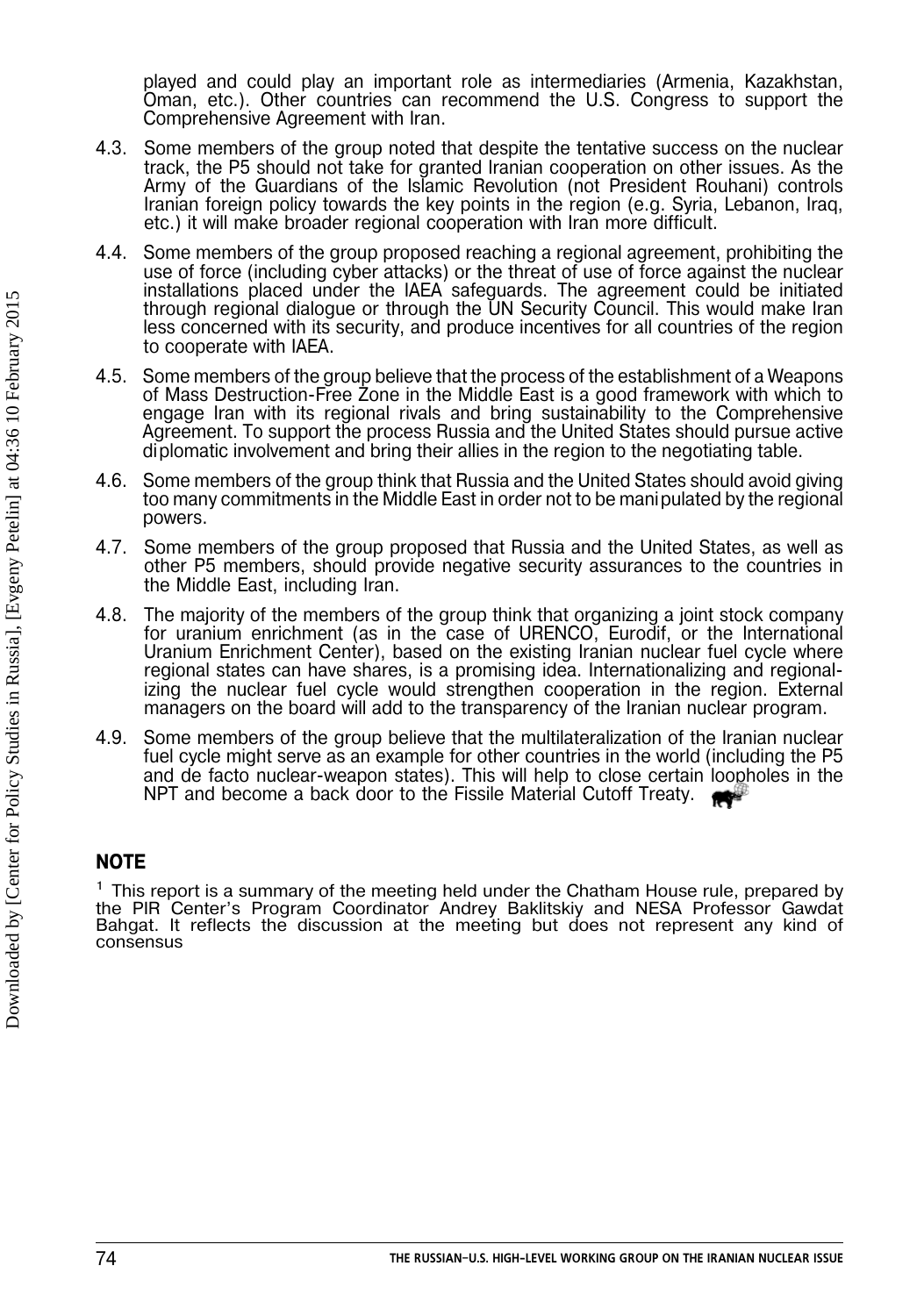played and could play an important role as intermediaries (Armenia, Kazakhstan, Oman, etc.). Other countries can recommend the U.S. Congress to support the Comprehensive Agreement with Iran.

4.3. Some members of the group noted that despite the tentative success on the nuclear track, the P5 should not take for granted Iranian cooperation on other issues. As the Army of the Guardians of the Islamic Revolution (not President Rouhani) controls Iranian foreign policy towards the key points in the region (e.g. Syria, Lebanon, Iraq, etc.) it will make broader regional cooperation with Iran more difficult.

4.4. Some members of the group proposed reaching a regional agreement, prohibiting the use of force (including cyber attacks) or the threat of use of force against the nuclear installations placed under the IAEA safeguards. The agreement could be initiated through regional dialogue or through the UN Security Council. This would make Iran less concerned with its security, and produce incentives for all countries of the region to cooperate with IAEA.

4.5. Some members of the group believe that the process of the establishment of a Weapons of Mass Destruction-Free Zone in the Middle East is a good framework with which to engage Iran with its regional rivals and bring sustainability to the Comprehensive Agreement. To support the process Russia and the United States should pursue active diplomatic involvement and bring their allies in the region to the negotiating table.

4.6. Some members of the group think that Russia and the United States should avoid giving too many commitments in the Middle East in order not to be manipulated by the regional powers.

4.7. Some members of the group proposed that Russia and the United States, as well as other P5 members, should provide negative security assurances to the countries in the Middle East, including Iran.

4.8. The majority of the members of the group think that organizing a joint stock company for uranium enrichment (as in the case of URENCO, Eurodif, or the International Uranium Enrichment Center), based on the existing Iranian nuclear fuel cycle where regional states can have shares, is a promising idea. Internationalizing and regionalizing the nuclear fuel cycle would strengthen cooperation in the region. External managers on the board will add to the transparency of the Iranian nuclear program.

4.9. Some members of the group believe that the multilateralization of the Iranian nuclear fuel cycle might serve as an example for other countries in the world (including the P5 and de facto nuclear-weapon states). This will help to close certain loopholes in the NPT and become a back door to the Fissile Material Cutoff Treaty.

## NOTE

[1] This report is a summary of the meeting held under the Chatham House rule, prepared by the PIR Center's Program Coordinator Andrey Baklitskiy and NESA Professor Gawdat Bahgat. It reflects the discussion at the meeting but does not represent any kind of consensus